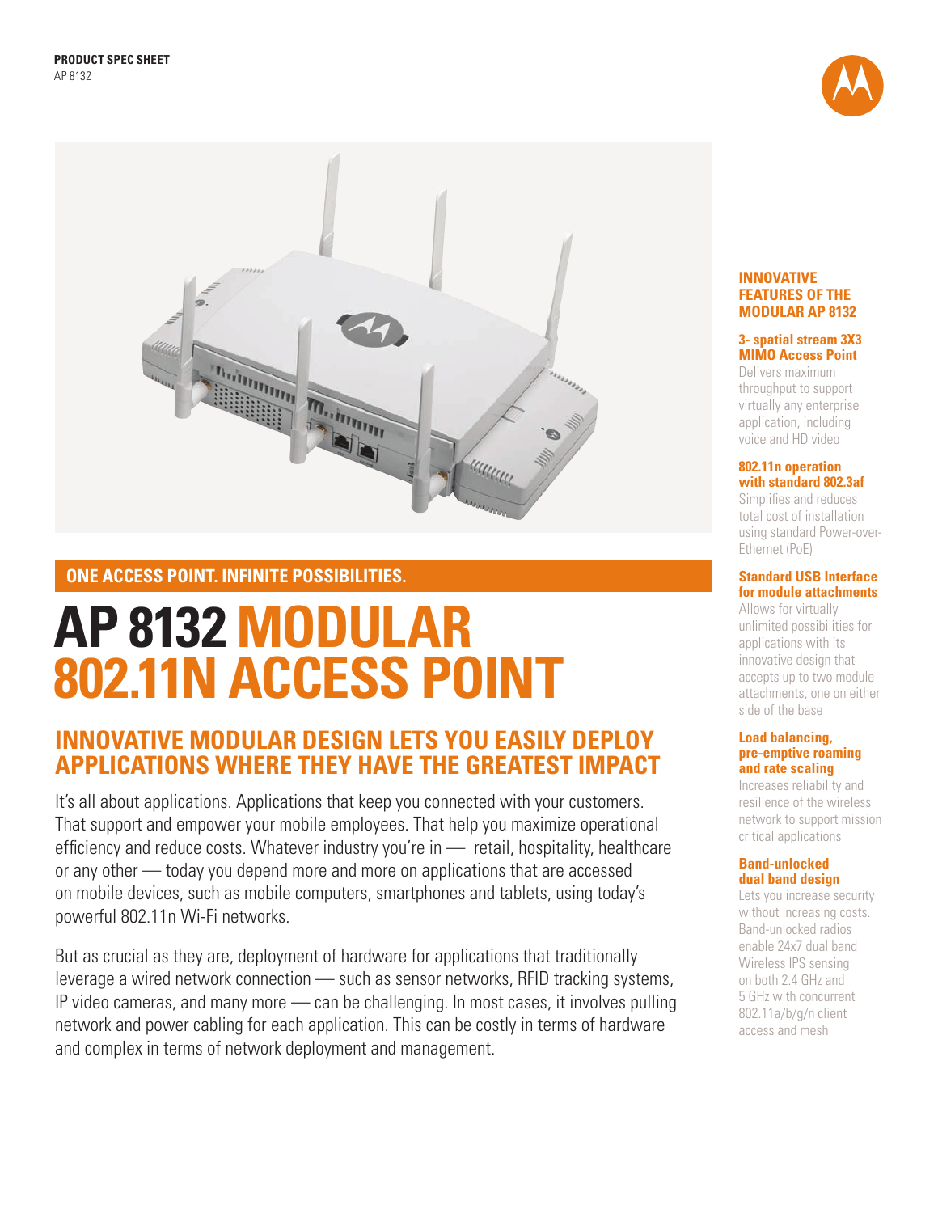**PRODUCT SPEC SHEET**
AP 8132

ONE ACCESS POINT. INFINITE POSSIBILITIES.

# AP 8132 MODULAR 802.11N ACCESS POINT

## INNOVATIVE MODULAR DESIGN LETS YOU EASILY DEPLOY APPLICATIONS WHERE THEY HAVE THE GREATEST IMPACT

It's all about applications. Applications that keep you connected with your customers. That support and empower your mobile employees. That help you maximize operational efficiency and reduce costs. Whatever industry you're in — retail, hospitality, healthcare or any other — today you depend more and more on applications that are accessed on mobile devices, such as mobile computers, smartphones and tablets, using today's powerful 802.11n Wi-Fi networks.

But as crucial as they are, deployment of hardware for applications that traditionally leverage a wired network connection — such as sensor networks, RFID tracking systems, IP video cameras, and many more — can be challenging. In most cases, it involves pulling network and power cabling for each application. This can be costly in terms of hardware and complex in terms of network deployment and management.

## INNOVATIVE FEATURES OF THE MODULAR AP 8132

### 3- spatial stream 3X3 MIMO Access Point

Delivers maximum throughput to support virtually any enterprise application, including voice and HD video

### 802.11n operation with standard 802.3af

Simplifies and reduces total cost of installation using standard Power-over-Ethernet (PoE)

### Standard USB Interface for module attachments

Allows for virtually unlimited possibilities for applications with its innovative design that accepts up to two module attachments, one on either side of the base

### Load balancing, pre-emptive roaming and rate scaling

Increases reliability and resilience of the wireless network to support mission critical applications

### Band-unlocked dual band design

Lets you increase security without increasing costs. Band-unlocked radios enable 24x7 dual band Wireless IPS sensing on both 2.4 GHz and 5 GHz with concurrent 802.11a/b/g/n client access and mesh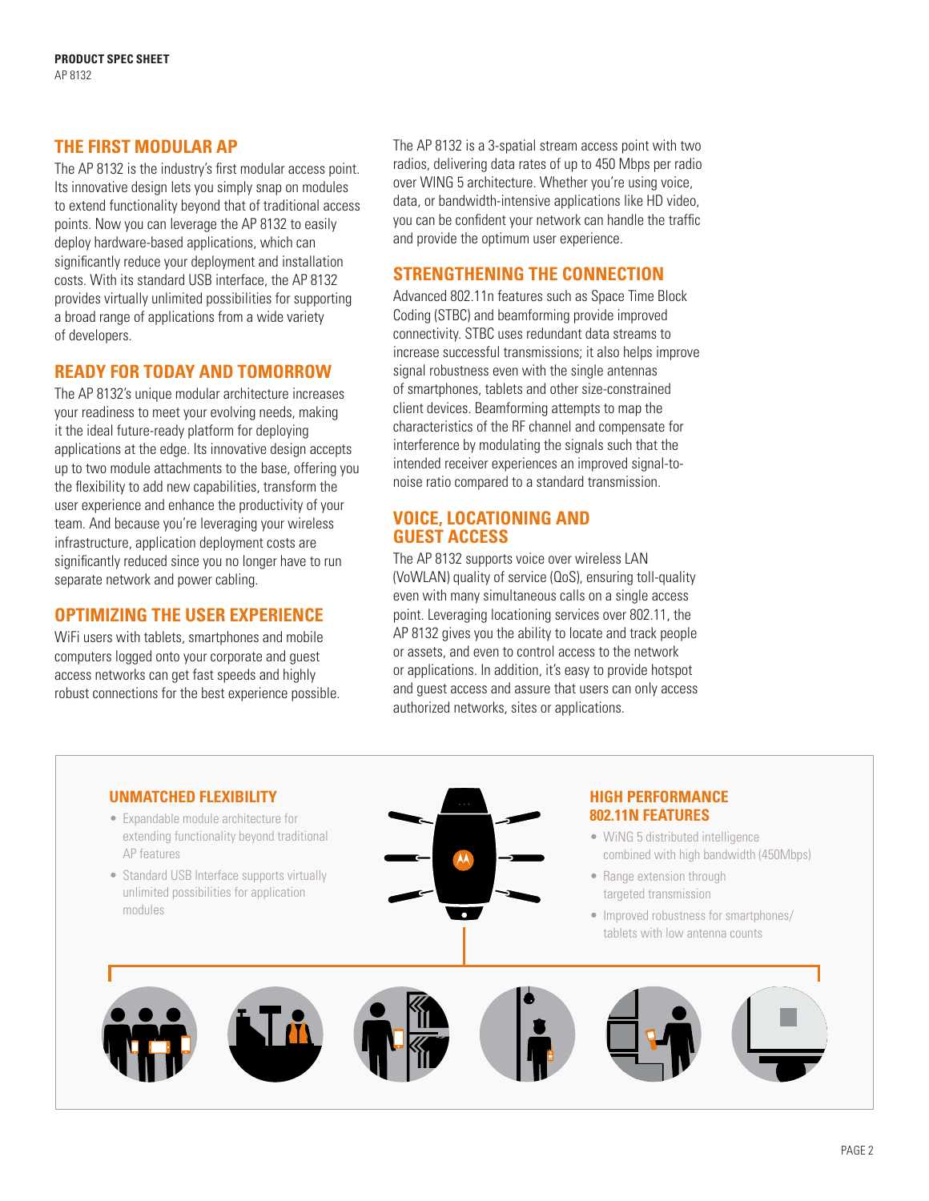## THE FIRST MODULAR AP

The AP 8132 is the industry's first modular access point. Its innovative design lets you simply snap on modules to extend functionality beyond that of traditional access points. Now you can leverage the AP 8132 to easily deploy hardware-based applications, which can significantly reduce your deployment and installation costs. With its standard USB interface, the AP 8132 provides virtually unlimited possibilities for supporting a broad range of applications from a wide variety of developers.

## READY FOR TODAY AND TOMORROW

The AP 8132's unique modular architecture increases your readiness to meet your evolving needs, making it the ideal future-ready platform for deploying applications at the edge. Its innovative design accepts up to two module attachments to the base, offering you the flexibility to add new capabilities, transform the user experience and enhance the productivity of your team. And because you're leveraging your wireless infrastructure, application deployment costs are significantly reduced since you no longer have to run separate network and power cabling.

## OPTIMIZING THE USER EXPERIENCE

WiFi users with tablets, smartphones and mobile computers logged onto your corporate and guest access networks can get fast speeds and highly robust connections for the best experience possible.

The AP 8132 is a 3-spatial stream access point with two radios, delivering data rates of up to 450 Mbps per radio over WING 5 architecture. Whether you're using voice, data, or bandwidth-intensive applications like HD video, you can be confident your network can handle the traffic and provide the optimum user experience.

## STRENGTHENING THE CONNECTION

Advanced 802.11n features such as Space Time Block Coding (STBC) and beamforming provide improved connectivity. STBC uses redundant data streams to increase successful transmissions; it also helps improve signal robustness even with the single antennas of smartphones, tablets and other size-constrained client devices. Beamforming attempts to map the characteristics of the RF channel and compensate for interference by modulating the signals such that the intended receiver experiences an improved signal-to-noise ratio compared to a standard transmission.

## VOICE, LOCATIONING AND GUEST ACCESS

The AP 8132 supports voice over wireless LAN (VoWLAN) quality of service (QoS), ensuring toll-quality even with many simultaneous calls on a single access point. Leveraging locationing services over 802.11, the AP 8132 gives you the ability to locate and track people or assets, and even to control access to the network or applications. In addition, it's easy to provide hotspot and guest access and assure that users can only access authorized networks, sites or applications.

### UNMATCHED FLEXIBILITY

- Expandable module architecture for extending functionality beyond traditional AP features
- Standard USB Interface supports virtually unlimited possibilities for application modules

### HIGH PERFORMANCE 802.11N FEATURES

- WiNG 5 distributed intelligence combined with high bandwidth (450Mbps)
- Range extension through targeted transmission
- Improved robustness for smartphones/tablets with low antenna counts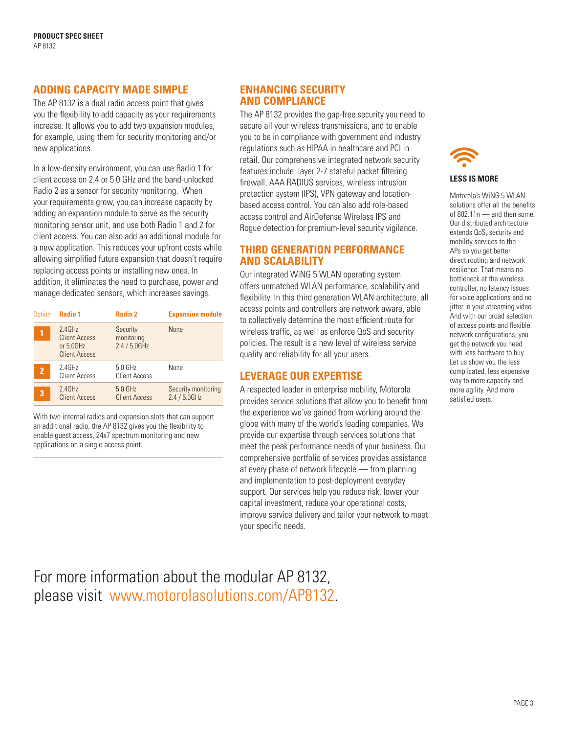## ADDING CAPACITY MADE SIMPLE

The AP 8132 is a dual radio access point that gives you the flexibility to add capacity as your requirements increase. It allows you to add two expansion modules, for example, using them for security monitoring and/or new applications.

In a low-density environment, you can use Radio 1 for client access on 2.4 or 5.0 GHz and the band-unlocked Radio 2 as a sensor for security monitoring. When your requirements grow, you can increase capacity by adding an expansion module to serve as the security monitoring sensor unit, and use both Radio 1 and 2 for client access. You can also add an additional module for a new application. This reduces your upfront costs while allowing simplified future expansion that doesn't require replacing access points or installing new ones. In addition, it eliminates the need to purchase, power and manage dedicated sensors, which increases savings.

| Option | Radio 1 | Radio 2 | Expansion module |
| --- | --- | --- | --- |
| 1 | 2.4GHz Client Access or 5.0GHz Client Access | Security monitoring 2.4 / 5.0GHz | None |
| 2 | 2.4GHz Client Access | 5.0 GHz Client Access | None |
| 3 | 2.4GHz Client Access | 5.0 GHz Client Access | Security monitoring 2.4 / 5.0GHz |

With two internal radios and expansion slots that can support an additional radio, the AP 8132 gives you the flexibility to enable guest access, 24x7 spectrum monitoring and new applications on a single access point.

## ENHANCING SECURITY AND COMPLIANCE

The AP 8132 provides the gap-free security you need to secure all your wireless transmissions, and to enable you to be in compliance with government and industry regulations such as HIPAA in healthcare and PCI in retail. Our comprehensive integrated network security features include: layer 2-7 stateful packet filtering firewall, AAA RADIUS services, wireless intrusion protection system (IPS), VPN gateway and location-based access control. You can also add role-based access control and AirDefense Wireless IPS and Rogue detection for premium-level security vigilance.

## THIRD GENERATION PERFORMANCE AND SCALABILITY

Our integrated WiNG 5 WLAN operating system offers unmatched WLAN performance, scalability and flexibility. In this third generation WLAN architecture, all access points and controllers are network aware, able to collectively determine the most efficient route for wireless traffic, as well as enforce QoS and security policies. The result is a new level of wireless service quality and reliability for all your users.

## LEVERAGE OUR EXPERTISE

A respected leader in enterprise mobility, Motorola provides service solutions that allow you to benefit from the experience we've gained from working around the globe with many of the world's leading companies. We provide our expertise through services solutions that meet the peak performance needs of your business. Our comprehensive portfolio of services provides assistance at every phase of network lifecycle — from planning and implementation to post-deployment everyday support. Our services help you reduce risk, lower your capital investment, reduce your operational costs, improve service delivery and tailor your network to meet your specific needs.

### LESS IS MORE

Motorola's WiNG 5 WLAN solutions offer all the benefits of 802.11n — and then some. Our distributed architecture extends QoS, security and mobility services to the APs so you get better direct routing and network resilience. That means no bottleneck at the wireless controller, no latency issues for voice applications and no jitter in your streaming video. And with our broad selection of access points and flexible network configurations, you get the network you need with less hardware to buy. Let us show you the less complicated, less expensive way to more capacity and more agility. And more satisfied users.

For more information about the modular AP 8132, please visit www.motorolasolutions.com/AP8132.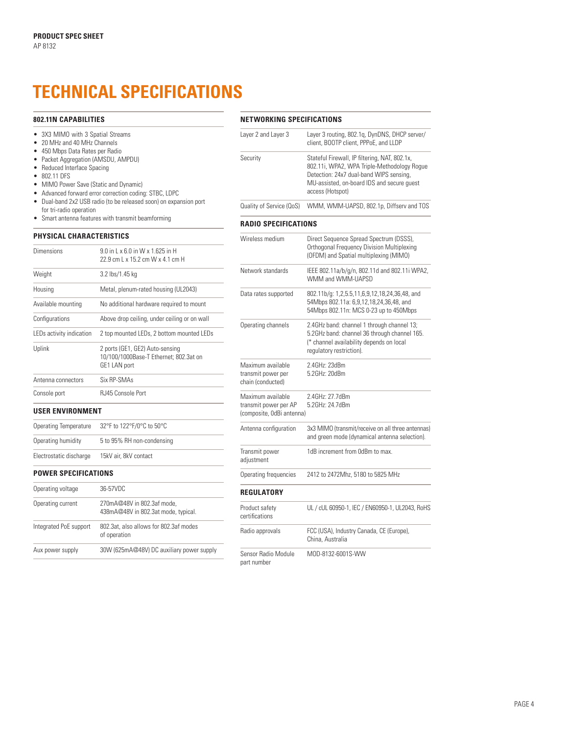PRODUCT SPEC SHEET
AP 8132

# TECHNICAL SPECIFICATIONS

## 802.11N CAPABILITIES

- 3X3 MIMO with 3 Spatial Streams
- 20 MHz and 40 MHz Channels
- 450 Mbps Data Rates per Radio
- Packet Aggregation (AMSDU, AMPDU)
- Reduced Interface Spacing
- 802.11 DFS
- MIMO Power Save (Static and Dynamic)
- Advanced forward error correction coding: STBC, LDPC
- Dual-band 2x2 USB radio (to be released soon) on expansion port for tri-radio operation
- Smart antenna features with transmit beamforming

## PHYSICAL CHARACTERISTICS

| | |
|---|---|
| Dimensions | 9.0 in L x 6.0 in W x 1.625 in H<br>22.9 cm L x 15.2 cm W x 4.1 cm H |
| Weight | 3.2 lbs/1.45 kg |
| Housing | Metal, plenum-rated housing (UL2043) |
| Available mounting | No additional hardware required to mount |
| Configurations | Above drop ceiling, under ceiling or on wall |
| LEDs activity indication | 2 top mounted LEDs, 2 bottom mounted LEDs |
| Uplink | 2 ports (GE1, GE2) Auto-sensing 10/100/1000Base-T Ethernet; 802.3at on GE1 LAN port |
| Antenna connectors | Six RP-SMAs |
| Console port | RJ45 Console Port |

## USER ENVIRONMENT

| | |
|---|---|
| Operating Temperature | 32°F to 122°F/0°C to 50°C |
| Operating humidity | 5 to 95% RH non-condensing |
| Electrostatic discharge | 15kV air, 8kV contact |

## POWER SPECIFICATIONS

| | |
|---|---|
| Operating voltage | 36-57VDC |
| Operating current | 270mA@48V in 802.3af mode,<br>438mA@48V in 802.3at mode, typical. |
| Integrated PoE support | 802.3at, also allows for 802.3af modes of operation |
| Aux power supply | 30W (625mA@48V) DC auxiliary power supply |

## NETWORKING SPECIFICATIONS

| | |
|---|---|
| Layer 2 and Layer 3 | Layer 3 routing, 802.1q, DynDNS, DHCP server/client, BOOTP client, PPPoE, and LLDP |
| Security | Stateful Firewall, IP filtering, NAT, 802.1x, 802.11i, WPA2, WPA Triple-Methodology Rogue Detection: 24x7 dual-band WIPS sensing, MU-assisted, on-board IDS and secure guest access (Hotspot) |
| Quality of Service (QoS) | WMM, WMM-UAPSD, 802.1p, Diffserv and TOS |

## RADIO SPECIFICATIONS

| | |
|---|---|
| Wireless medium | Direct Sequence Spread Spectrum (DSSS), Orthogonal Frequency Division Multiplexing (OFDM) and Spatial multiplexing (MIMO) |
| Network standards | IEEE 802.11a/b/g/n, 802.11d and 802.11i WPA2, WMM and WMM-UAPSD |
| Data rates supported | 802.11b/g: 1,2,5.5,11,6,9,12,18,24,36,48, and 54Mbps 802.11a: 6,9,12,18,24,36,48, and 54Mbps 802.11n: MCS 0-23 up to 450Mbps |
| Operating channels | 2.4GHz band: channel 1 through channel 13; 5.2GHz band: channel 36 through channel 165. (* channel availability depends on local regulatory restriction). |
| Maximum available transmit power per chain (conducted) | 2.4GHz: 23dBm<br>5.2GHz: 20dBm |
| Maximum available transmit power per AP (composite, 0dBi antenna) | 2.4GHz: 27.7dBm<br>5.2GHz: 24.7dBm |
| Antenna configuration | 3x3 MIMO (transmit/receive on all three antennas) and green mode (dynamical antenna selection). |
| Transmit power adjustment | 1dB increment from 0dBm to max. |
| Operating frequencies | 2412 to 2472Mhz, 5180 to 5825 MHz |

## REGULATORY

| | |
|---|---|
| Product safety certifications | UL / cUL 60950-1, IEC / EN60950-1, UL2043, RoHS |
| Radio approvals | FCC (USA), Industry Canada, CE (Europe), China, Australia |
| Sensor Radio Module part number | MOD-8132-6001S-WW |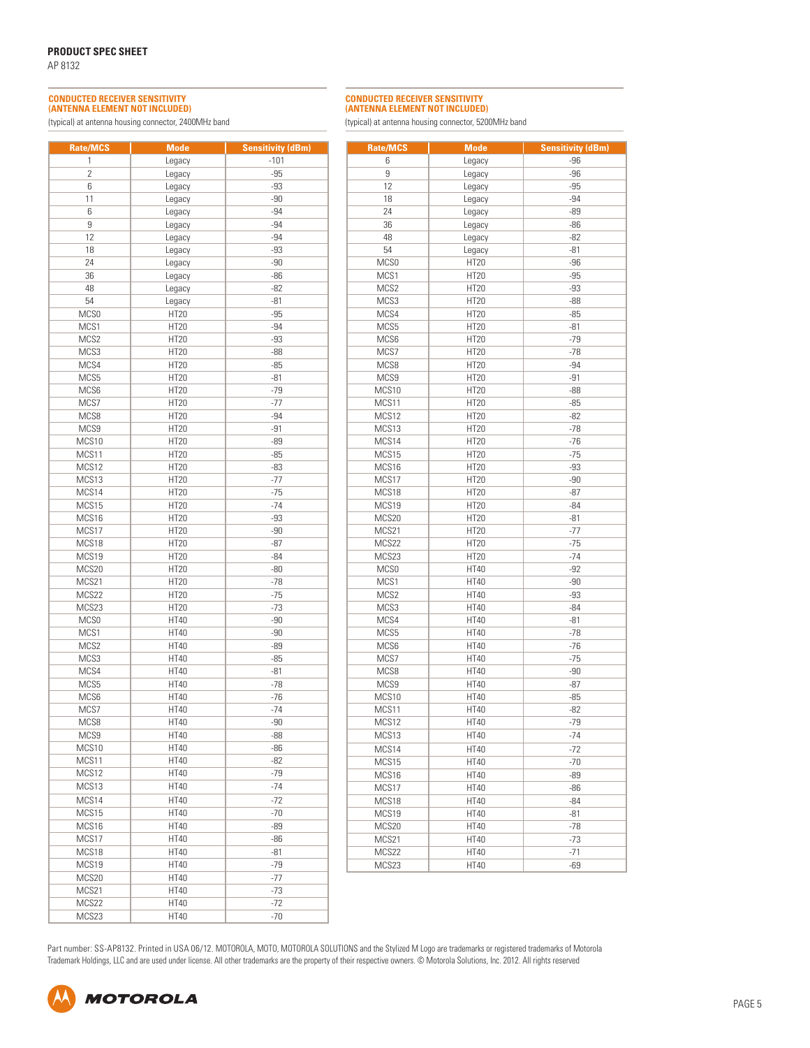### CONDUCTED RECEIVER SENSITIVITY (ANTENNA ELEMENT NOT INCLUDED)

(typical) at antenna housing connector, 2400MHz band

| Rate/MCS | Mode | Sensitivity (dBm) |
|---|---|---|
| 1 | Legacy | -101 |
| 2 | Legacy | -95 |
| 6 | Legacy | -93 |
| 11 | Legacy | -90 |
| 6 | Legacy | -94 |
| 9 | Legacy | -94 |
| 12 | Legacy | -94 |
| 18 | Legacy | -93 |
| 24 | Legacy | -90 |
| 36 | Legacy | -86 |
| 48 | Legacy | -82 |
| 54 | Legacy | -81 |
| MCS0 | HT20 | -95 |
| MCS1 | HT20 | -94 |
| MCS2 | HT20 | -93 |
| MCS3 | HT20 | -88 |
| MCS4 | HT20 | -85 |
| MCS5 | HT20 | -81 |
| MCS6 | HT20 | -79 |
| MCS7 | HT20 | -77 |
| MCS8 | HT20 | -94 |
| MCS9 | HT20 | -91 |
| MCS10 | HT20 | -89 |
| MCS11 | HT20 | -85 |
| MCS12 | HT20 | -83 |
| MCS13 | HT20 | -77 |
| MCS14 | HT20 | -75 |
| MCS15 | HT20 | -74 |
| MCS16 | HT20 | -93 |
| MCS17 | HT20 | -90 |
| MCS18 | HT20 | -87 |
| MCS19 | HT20 | -84 |
| MCS20 | HT20 | -80 |
| MCS21 | HT20 | -78 |
| MCS22 | HT20 | -75 |
| MCS23 | HT20 | -73 |
| MCS0 | HT40 | -90 |
| MCS1 | HT40 | -90 |
| MCS2 | HT40 | -89 |
| MCS3 | HT40 | -85 |
| MCS4 | HT40 | -81 |
| MCS5 | HT40 | -78 |
| MCS6 | HT40 | -76 |
| MCS7 | HT40 | -74 |
| MCS8 | HT40 | -90 |
| MCS9 | HT40 | -88 |
| MCS10 | HT40 | -86 |
| MCS11 | HT40 | -82 |
| MCS12 | HT40 | -79 |
| MCS13 | HT40 | -74 |
| MCS14 | HT40 | -72 |
| MCS15 | HT40 | -70 |
| MCS16 | HT40 | -89 |
| MCS17 | HT40 | -86 |
| MCS18 | HT40 | -81 |
| MCS19 | HT40 | -79 |
| MCS20 | HT40 | -77 |
| MCS21 | HT40 | -73 |
| MCS22 | HT40 | -72 |
| MCS23 | HT40 | -70 |

### CONDUCTED RECEIVER SENSITIVITY (ANTENNA ELEMENT NOT INCLUDED)

(typical) at antenna housing connector, 5200MHz band

| Rate/MCS | Mode | Sensitivity (dBm) |
|---|---|---|
| 6 | Legacy | -96 |
| 9 | Legacy | -96 |
| 12 | Legacy | -95 |
| 18 | Legacy | -94 |
| 24 | Legacy | -89 |
| 36 | Legacy | -86 |
| 48 | Legacy | -82 |
| 54 | Legacy | -81 |
| MCS0 | HT20 | -96 |
| MCS1 | HT20 | -95 |
| MCS2 | HT20 | -93 |
| MCS3 | HT20 | -88 |
| MCS4 | HT20 | -85 |
| MCS5 | HT20 | -81 |
| MCS6 | HT20 | -79 |
| MCS7 | HT20 | -78 |
| MCS8 | HT20 | -94 |
| MCS9 | HT20 | -91 |
| MCS10 | HT20 | -88 |
| MCS11 | HT20 | -85 |
| MCS12 | HT20 | -82 |
| MCS13 | HT20 | -78 |
| MCS14 | HT20 | -76 |
| MCS15 | HT20 | -75 |
| MCS16 | HT20 | -93 |
| MCS17 | HT20 | -90 |
| MCS18 | HT20 | -87 |
| MCS19 | HT20 | -84 |
| MCS20 | HT20 | -81 |
| MCS21 | HT20 | -77 |
| MCS22 | HT20 | -75 |
| MCS23 | HT20 | -74 |
| MCS0 | HT40 | -92 |
| MCS1 | HT40 | -90 |
| MCS2 | HT40 | -93 |
| MCS3 | HT40 | -84 |
| MCS4 | HT40 | -81 |
| MCS5 | HT40 | -78 |
| MCS6 | HT40 | -76 |
| MCS7 | HT40 | -75 |
| MCS8 | HT40 | -90 |
| MCS9 | HT40 | -87 |
| MCS10 | HT40 | -85 |
| MCS11 | HT40 | -82 |
| MCS12 | HT40 | -79 |
| MCS13 | HT40 | -74 |
| MCS14 | HT40 | -72 |
| MCS15 | HT40 | -70 |
| MCS16 | HT40 | -89 |
| MCS17 | HT40 | -86 |
| MCS18 | HT40 | -84 |
| MCS19 | HT40 | -81 |
| MCS20 | HT40 | -78 |
| MCS21 | HT40 | -73 |
| MCS22 | HT40 | -71 |
| MCS23 | HT40 | -69 |

Part number: SS-AP8132. Printed in USA 06/12. MOTOROLA, MOTO, MOTOROLA SOLUTIONS and the Stylized M Logo are trademarks or registered trademarks of Motorola Trademark Holdings, LLC and are used under license. All other trademarks are the property of their respective owners. © Motorola Solutions, Inc. 2012. All rights reserved